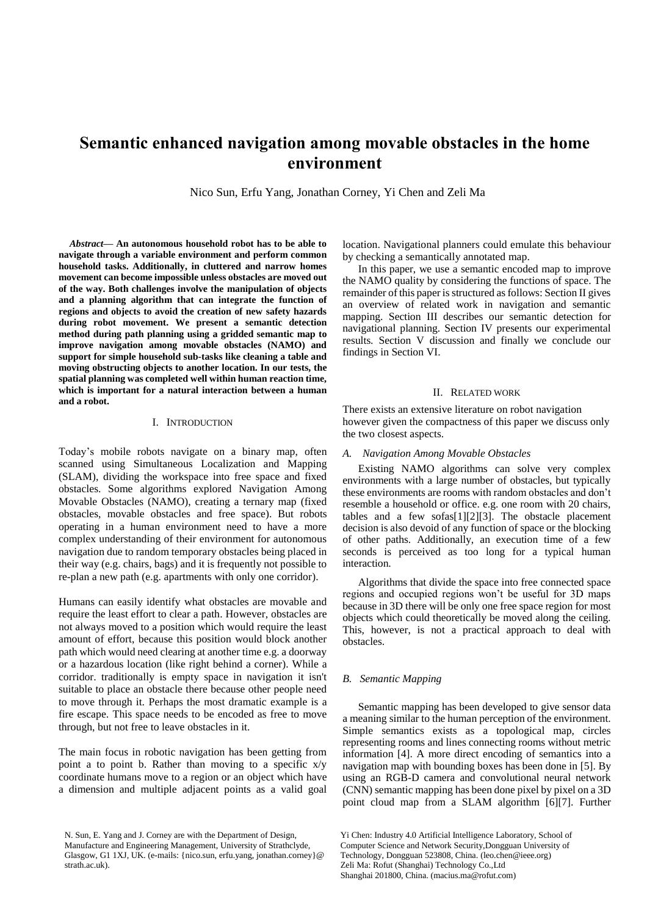# Semantic enhanced navigation among movable obstacles in the home environment

Nico Sun, Erfu Yang, Jonathan Corney, Yi Chen and Zeli Ma

***Abstract*— An autonomous household robot has to be able to navigate through a variable environment and perform common household tasks. Additionally, in cluttered and narrow homes movement can become impossible unless obstacles are moved out of the way. Both challenges involve the manipulation of objects and a planning algorithm that can integrate the function of regions and objects to avoid the creation of new safety hazards during robot movement. We present a semantic detection method during path planning using a gridded semantic map to improve navigation among movable obstacles (NAMO) and support for simple household sub-tasks like cleaning a table and moving obstructing objects to another location. In our tests, the spatial planning was completed well within human reaction time, which is important for a natural interaction between a human and a robot.**

## I. Introduction

Today's mobile robots navigate on a binary map, often scanned using Simultaneous Localization and Mapping (SLAM), dividing the workspace into free space and fixed obstacles. Some algorithms explored Navigation Among Movable Obstacles (NAMO), creating a ternary map (fixed obstacles, movable obstacles and free space). But robots operating in a human environment need to have a more complex understanding of their environment for autonomous navigation due to random temporary obstacles being placed in their way (e.g. chairs, bags) and it is frequently not possible to re-plan a new path (e.g. apartments with only one corridor).

Humans can easily identify what obstacles are movable and require the least effort to clear a path. However, obstacles are not always moved to a position which would require the least amount of effort, because this position would block another path which would need clearing at another time e.g. a doorway or a hazardous location (like right behind a corner). While a corridor. traditionally is empty space in navigation it isn't suitable to place an obstacle there because other people need to move through it. Perhaps the most dramatic example is a fire escape. This space needs to be encoded as free to move through, but not free to leave obstacles in it.

The main focus in robotic navigation has been getting from point a to point b. Rather than moving to a specific x/y coordinate humans move to a region or an object which have a dimension and multiple adjacent points as a valid goal location. Navigational planners could emulate this behaviour by checking a semantically annotated map.

In this paper, we use a semantic encoded map to improve the NAMO quality by considering the functions of space. The remainder of this paper is structured as follows: Section II gives an overview of related work in navigation and semantic mapping. Section III describes our semantic detection for navigational planning. Section IV presents our experimental results. Section V discussion and finally we conclude our findings in Section VI.

## II. Related work

There exists an extensive literature on robot navigation however given the compactness of this paper we discuss only the two closest aspects.

### *A. Navigation Among Movable Obstacles*

Existing NAMO algorithms can solve very complex environments with a large number of obstacles, but typically these environments are rooms with random obstacles and don't resemble a household or office. e.g. one room with 20 chairs, tables and a few sofas[1][2][3]. The obstacle placement decision is also devoid of any function of space or the blocking of other paths. Additionally, an execution time of a few seconds is perceived as too long for a typical human interaction.

Algorithms that divide the space into free connected space regions and occupied regions won't be useful for 3D maps because in 3D there will be only one free space region for most objects which could theoretically be moved along the ceiling. This, however, is not a practical approach to deal with obstacles.

### *B. Semantic Mapping*

Semantic mapping has been developed to give sensor data a meaning similar to the human perception of the environment. Simple semantics exists as a topological map, circles representing rooms and lines connecting rooms without metric information [4]. A more direct encoding of semantics into a navigation map with bounding boxes has been done in [5]. By using an RGB-D camera and convolutional neural network (CNN) semantic mapping has been done pixel by pixel on a 3D point cloud map from a SLAM algorithm [6][7]. Further

N. Sun, E. Yang and J. Corney are with the Department of Design, Manufacture and Engineering Management, University of Strathclyde, Glasgow, G1 1XJ, UK. (e-mails: {nico.sun, erfu.yang, jonathan.corney}@strath.ac.uk).

Yi Chen: Industry 4.0 Artificial Intelligence Laboratory, School of Computer Science and Network Security,Dongguan University of Technology, Dongguan 523808, China. (leo.chen@ieee.org)
Zeli Ma: Rofut (Shanghai) Technology Co.,Ltd
Shanghai 201800, China. (macius.ma@rofut.com)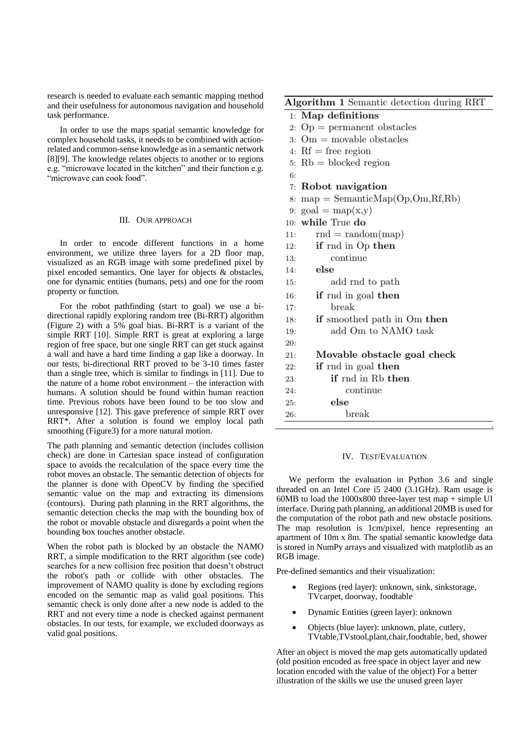research is needed to evaluate each semantic mapping method and their usefulness for autonomous navigation and household task performance.

In order to use the maps spatial semantic knowledge for complex household tasks, it needs to be combined with action-related and common-sense knowledge as in a semantic network [8][9]. The knowledge relates objects to another or to regions e.g. "microwave located in the kitchen" and their function e.g. "microwave can cook food".

## III. Our Approach

In order to encode different functions in a home environment, we utilize three layers for a 2D floor map, visualized as an RGB image with some predefined pixel by pixel encoded semantics. One layer for objects & obstacles, one for dynamic entities (humans, pets) and one for the room property or function.

For the robot pathfinding (start to goal) we use a bi-directional rapidly exploring random tree (Bi-RRT) algorithm (Figure 2) with a 5% goal bias. Bi-RRT is a variant of the simple RRT [10]. Simple RRT is great at exploring a large region of free space, but one single RRT can get stuck against a wall and have a hard time finding a gap like a doorway. In our tests, bi-directional RRT proved to be 3-10 times faster than a single tree, which is similar to findings in [11]. Due to the nature of a home robot environment – the interaction with humans. A solution should be found within human reaction time. Previous robots have been found to be too slow and unresponsive [12]. This gave preference of simple RRT over RRT*. After a solution is found we employ local path smoothing (Figure3) for a more natural motion.

The path planning and semantic detection (includes collision check) are done in Cartesian space instead of configuration space to avoids the recalculation of the space every time the robot moves an obstacle. The semantic detection of objects for the planner is done with OpenCV by finding the specified semantic value on the map and extracting its dimensions (contours). During path planning in the RRT algorithms, the semantic detection checks the map with the bounding box of the robot or movable obstacle and disregards a point when the bounding box touches another obstacle.

When the robot path is blocked by an obstacle the NAMO RRT, a simple modification to the RRT algorithm (see code) searches for a new collision free position that doesn't obstruct the robot's path or collide with other obstacles. The improvement of NAMO quality is done by excluding regions encoded on the semantic map as valid goal positions. This semantic check is only done after a new node is added to the RRT and not every time a node is checked against permanent obstacles. In our tests, for example, we excluded doorways as valid goal positions.

**Algorithm 1** Semantic detection during RRT

```
1: Map definitions
2: Op = permanent obstacles
3: Om = movable obstacles
4: Rf = free region
5: Rb = blocked region
6:
7: Robot navigation
8: map = SemanticMap(Op,Om,Rf,Rb)
9: goal = map(x,y)
10: while True do
11:     rnd = random(map)
12:     if rnd in Op then
13:         continue
14:     else
15:         add rnd to path
16:     if rnd in goal then
17:         break
18:     if smoothed path in Om then
19:         add Om to NAMO task
20:
21:     Movable obstacle goal check
22:     if rnd in goal then
23:         if rnd in Rb then
24:             continue
25:         else
26:             break
```

## IV. Test/Evaluation

We perform the evaluation in Python 3.6 and single threaded on an Intel Core i5 2400 (3.1GHz). Ram usage is 60MB to load the 1000x800 three-layer test map + simple UI interface. During path planning, an additional 20MB is used for the computation of the robot path and new obstacle positions. The map resolution is 1cm/pixel, hence representing an apartment of 10m x 8m. The spatial semantic knowledge data is stored in NumPy arrays and visualized with matplotlib as an RGB image.

Pre-defined semantics and their visualization:

- Regions (red layer): unknown, sink, sinkstorage, TVcarpet, doorway, foodtable
- Dynamic Entities (green layer): unknown
- Objects (blue layer): unknown, plate, cutlery, TVtable,TVstool,plant,chair,foodtable, bed, shower

After an object is moved the map gets automatically updated (old position encoded as free space in object layer and new location encoded with the value of the object) For a better illustration of the skills we use the unused green layer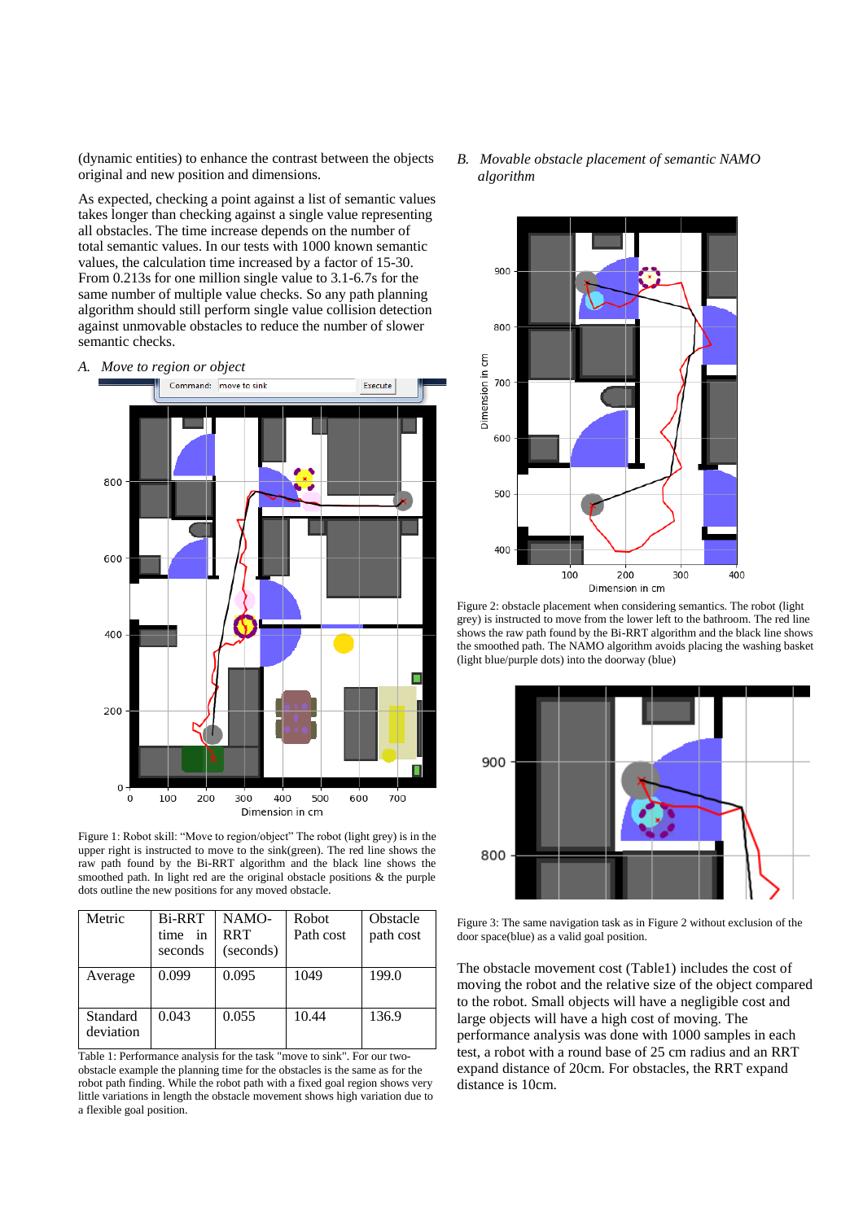(dynamic entities) to enhance the contrast between the objects original and new position and dimensions.

As expected, checking a point against a list of semantic values takes longer than checking against a single value representing all obstacles. The time increase depends on the number of total semantic values. In our tests with 1000 known semantic values, the calculation time increased by a factor of 15-30. From 0.213s for one million single value to 3.1-6.7s for the same number of multiple value checks. So any path planning algorithm should still perform single value collision detection against unmovable obstacles to reduce the number of slower semantic checks.

### *A. Move to region or object*

Figure 1: Robot skill: "Move to region/object" The robot (light grey) is in the upper right is instructed to move to the sink(green). The red line shows the raw path found by the Bi-RRT algorithm and the black line shows the smoothed path. In light red are the original obstacle positions & the purple dots outline the new positions for any moved obstacle.

| Metric | Bi-RRT time in seconds | NAMO-RRT (seconds) | Robot Path cost | Obstacle path cost |
|---|---|---|---|---|
| Average | 0.099 | 0.095 | 1049 | 199.0 |
| Standard deviation | 0.043 | 0.055 | 10.44 | 136.9 |

Table 1: Performance analysis for the task "move to sink". For our two-obstacle example the planning time for the obstacles is the same as for the robot path finding. While the robot path with a fixed goal region shows very little variations in length the obstacle movement shows high variation due to a flexible goal position.

### *B. Movable obstacle placement of semantic NAMO algorithm*

Figure 2: obstacle placement when considering semantics. The robot (light grey) is instructed to move from the lower left to the bathroom. The red line shows the raw path found by the Bi-RRT algorithm and the black line shows the smoothed path. The NAMO algorithm avoids placing the washing basket (light blue/purple dots) into the doorway (blue)

Figure 3: The same navigation task as in Figure 2 without exclusion of the door space(blue) as a valid goal position.

The obstacle movement cost (Table1) includes the cost of moving the robot and the relative size of the object compared to the robot. Small objects will have a negligible cost and large objects will have a high cost of moving. The performance analysis was done with 1000 samples in each test, a robot with a round base of 25 cm radius and an RRT expand distance of 20cm. For obstacles, the RRT expand distance is 10cm.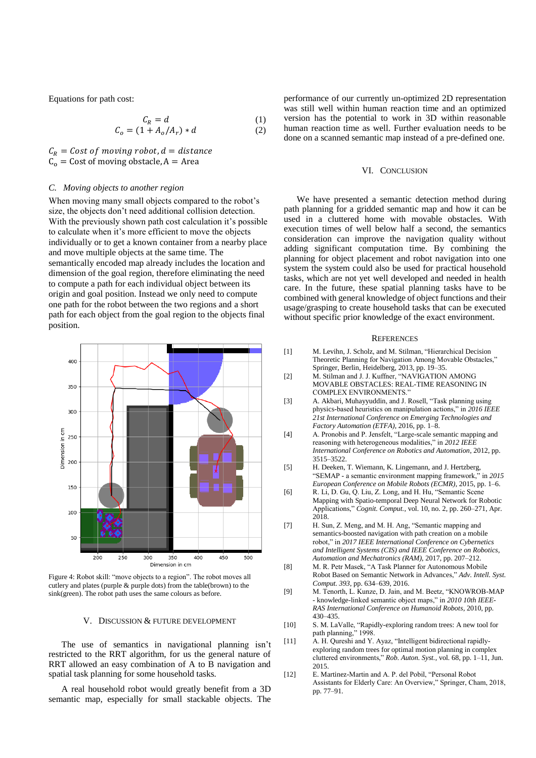Equations for path cost:

$$C_R = d \tag{1}$$
$$C_o = (1 + A_o/A_r) * d \tag{2}$$

$C_R$ = Cost of moving robot, $d$ = distance
$C_o$ = Cost of moving obstacle, A = Area

### C. *Moving objects to another region*

When moving many small objects compared to the robot's size, the objects don't need additional collision detection. With the previously shown path cost calculation it's possible to calculate when it's more efficient to move the objects individually or to get a known container from a nearby place and move multiple objects at the same time. The semantically encoded map already includes the location and dimension of the goal region, therefore eliminating the need to compute a path for each individual object between its origin and goal position. Instead we only need to compute one path for the robot between the two regions and a short path for each object from the goal region to the objects final position.

400
350
300
250
200
150
100
50
Dimension in cm
200
250
300
350
400
450
500
Dimension in cm

Figure 4: Robot skill: "move objects to a region". The robot moves all cutlery and plates (purple & purple dots) from the table(brown) to the sink(green). The robot path uses the same colours as before.

## V. Discussion & Future Development

The use of semantics in navigational planning isn't restricted to the RRT algorithm, for us the general nature of RRT allowed an easy combination of A to B navigation and spatial task planning for some household tasks.

A real household robot would greatly benefit from a 3D semantic map, especially for small stackable objects. The performance of our currently un-optimized 2D representation was still well within human reaction time and an optimized version has the potential to work in 3D within reasonable human reaction time as well. Further evaluation needs to be done on a scanned semantic map instead of a pre-defined one.

## VI. Conclusion

We have presented a semantic detection method during path planning for a gridded semantic map and how it can be used in a cluttered home with movable obstacles. With execution times of well below half a second, the semantics consideration can improve the navigation quality without adding significant computation time. By combining the planning for object placement and robot navigation into one system the system could also be used for practical household tasks, which are not yet well developed and needed in health care. In the future, these spatial planning tasks have to be combined with general knowledge of object functions and their usage/grasping to create household tasks that can be executed without specific prior knowledge of the exact environment.

## References

[1] M. Levihn, J. Scholz, and M. Stilman, "Hierarchical Decision Theoretic Planning for Navigation Among Movable Obstacles," Springer, Berlin, Heidelberg, 2013, pp. 19–35.

[2] M. Stilman and J. J. Kuffner, "NAVIGATION AMONG MOVABLE OBSTACLES: REAL-TIME REASONING IN COMPLEX ENVIRONMENTS."

[3] A. Akbari, Muhayyuddin, and J. Rosell, "Task planning using physics-based heuristics on manipulation actions," in *2016 IEEE 21st International Conference on Emerging Technologies and Factory Automation (ETFA)*, 2016, pp. 1–8.

[4] A. Pronobis and P. Jensfelt, "Large-scale semantic mapping and reasoning with heterogeneous modalities," in *2012 IEEE International Conference on Robotics and Automation*, 2012, pp. 3515–3522.

[5] H. Deeken, T. Wiemann, K. Lingemann, and J. Hertzberg, "SEMAP - a semantic environment mapping framework," in *2015 European Conference on Mobile Robots (ECMR)*, 2015, pp. 1–6.

[6] R. Li, D. Gu, Q. Liu, Z. Long, and H. Hu, "Semantic Scene Mapping with Spatio-temporal Deep Neural Network for Robotic Applications," *Cognit. Comput.*, vol. 10, no. 2, pp. 260–271, Apr. 2018.

[7] H. Sun, Z. Meng, and M. H. Ang, "Semantic mapping and semantics-boosted navigation with path creation on a mobile robot," in *2017 IEEE International Conference on Cybernetics and Intelligent Systems (CIS) and IEEE Conference on Robotics, Automation and Mechatronics (RAM)*, 2017, pp. 207–212.

[8] M. R. Petr Masek, "A Task Planner for Autonomous Mobile Robot Based on Semantic Network in Advances," *Adv. Intell. Syst. Comput. 393*, pp. 634–639, 2016.

[9] M. Tenorth, L. Kunze, D. Jain, and M. Beetz, "KNOWROB-MAP - knowledge-linked semantic object maps," in *2010 10th IEEE-RAS International Conference on Humanoid Robots*, 2010, pp. 430–435.

[10] S. M. LaValle, "Rapidly-exploring random trees: A new tool for path planning," 1998.

[11] A. H. Qureshi and Y. Ayaz, "Intelligent bidirectional rapidly-exploring random trees for optimal motion planning in complex cluttered environments," *Rob. Auton. Syst.*, vol. 68, pp. 1–11, Jun. 2015.

[12] E. Martinez-Martin and A. P. del Pobil, "Personal Robot Assistants for Elderly Care: An Overview," Springer, Cham, 2018, pp. 77–91.